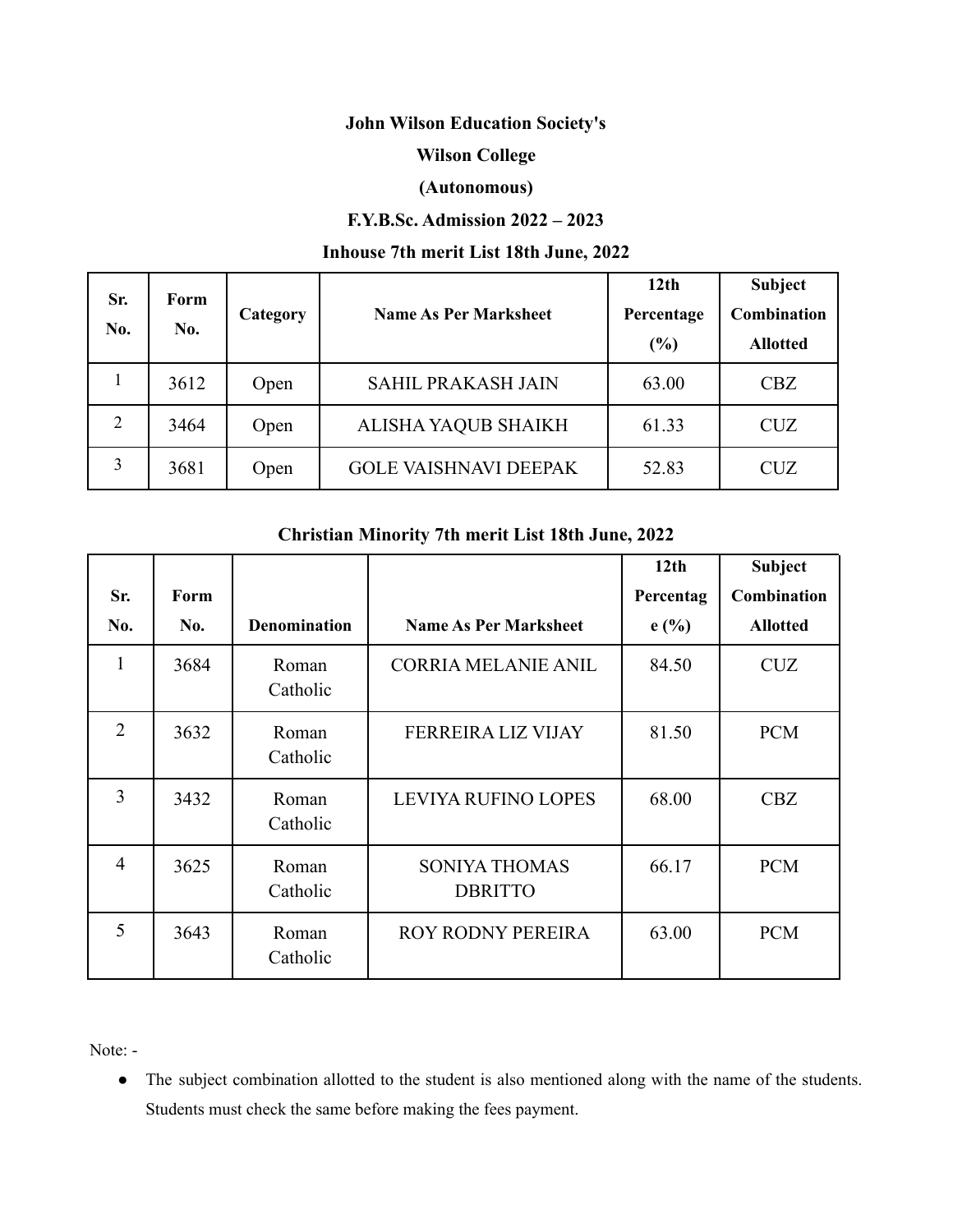**John Wilson Education Society's**

**Wilson College**

**(Autonomous)**

**F.Y.B.Sc. Admission 2022 – 2023**

**Inhouse 7th merit List 18th June, 2022**

| Sr. No. | Form No. | Category | Name As Per Marksheet | 12th Percentage (%) | Subject Combination Allotted |
|---|---|---|---|---|---|
| 1 | 3612 | Open | SAHIL PRAKASH JAIN | 63.00 | CBZ |
| 2 | 3464 | Open | ALISHA YAQUB SHAIKH | 61.33 | CUZ |
| 3 | 3681 | Open | GOLE VAISHNAVI DEEPAK | 52.83 | CUZ |

**Christian Minority 7th merit List 18th June, 2022**

| Sr. No. | Form No. | Denomination | Name As Per Marksheet | 12th Percentage (%) | Subject Combination Allotted |
|---|---|---|---|---|---|
| 1 | 3684 | Roman Catholic | CORRIA MELANIE ANIL | 84.50 | CUZ |
| 2 | 3632 | Roman Catholic | FERREIRA LIZ VIJAY | 81.50 | PCM |
| 3 | 3432 | Roman Catholic | LEVIYA RUFINO LOPES | 68.00 | CBZ |
| 4 | 3625 | Roman Catholic | SONIYA THOMAS DBRITTO | 66.17 | PCM |
| 5 | 3643 | Roman Catholic | ROY RODNY PEREIRA | 63.00 | PCM |

Note: -

- The subject combination allotted to the student is also mentioned along with the name of the students. Students must check the same before making the fees payment.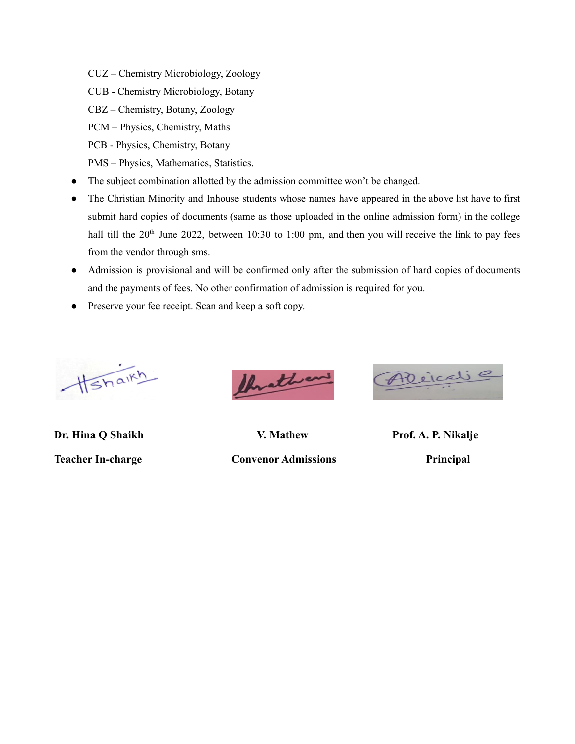CUZ – Chemistry Microbiology, Zoology

CUB - Chemistry Microbiology, Botany

CBZ – Chemistry, Botany, Zoology

PCM – Physics, Chemistry, Maths

PCB - Physics, Chemistry, Botany

PMS – Physics, Mathematics, Statistics.

- The subject combination allotted by the admission committee won't be changed.
- The Christian Minority and Inhouse students whose names have appeared in the above list have to first submit hard copies of documents (same as those uploaded in the online admission form) in the college hall till the 20th June 2022, between 10:30 to 1:00 pm, and then you will receive the link to pay fees from the vendor through sms.
- Admission is provisional and will be confirmed only after the submission of hard copies of documents and the payments of fees. No other confirmation of admission is required for you.
- Preserve your fee receipt. Scan and keep a soft copy.

| | | |
|---|---|---|
| **Dr. Hina Q Shaikh** | **V. Mathew** | **Prof. A. P. Nikalje** |
| **Teacher In-charge** | **Convenor Admissions** | **Principal** |